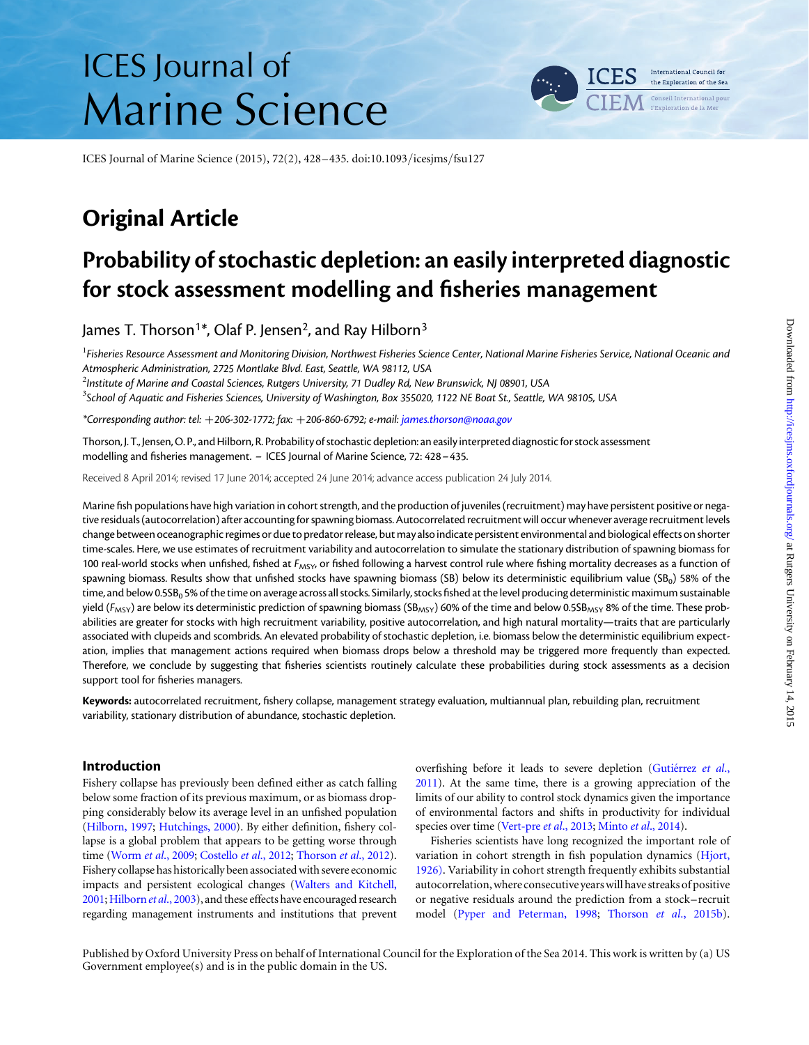ICES Journal of Marine Science (2015), 72(2), 428–435. doi:10.1093/icesjms/fsu127

## Original Article

# Probability of stochastic depletion: an easily interpreted diagnostic for stock assessment modelling and fisheries management

James T. Thorson[1]*, Olaf P. Jensen[2], and Ray Hilborn[3]

[1]*Fisheries Resource Assessment and Monitoring Division, Northwest Fisheries Science Center, National Marine Fisheries Service, National Oceanic and Atmospheric Administration, 2725 Montlake Blvd. East, Seattle, WA 98112, USA*
[2]*Institute of Marine and Coastal Sciences, Rutgers University, 71 Dudley Rd, New Brunswick, NJ 08901, USA*
[3]*School of Aquatic and Fisheries Sciences, University of Washington, Box 355020, 1122 NE Boat St., Seattle, WA 98105, USA*

*\*Corresponding author: tel: +206-302-1772; fax: +206-860-6792; e-mail: james.thorson@noaa.gov*

Thorson, J. T., Jensen, O. P., and Hilborn, R. Probability of stochastic depletion: an easily interpreted diagnostic for stock assessment modelling and fisheries management. – ICES Journal of Marine Science, 72: 428–435.

Received 8 April 2014; revised 17 June 2014; accepted 24 June 2014; advance access publication 24 July 2014.

Marine fish populations have high variation in cohort strength, and the production of juveniles (recruitment) may have persistent positive or negative residuals (autocorrelation) after accounting for spawning biomass. Autocorrelated recruitment will occur whenever average recruitment levels change between oceanographic regimes or due to predator release, but may also indicate persistent environmental and biological effects on shorter time-scales. Here, we use estimates of recruitment variability and autocorrelation to simulate the stationary distribution of spawning biomass for 100 real-world stocks when unfished, fished at $F_{MSY}$, or fished following a harvest control rule where fishing mortality decreases as a function of spawning biomass. Results show that unfished stocks have spawning biomass (SB) below its deterministic equilibrium value ($SB_0$) 58% of the time, and below $0.5SB_0$ 5% of the time on average across all stocks. Similarly, stocks fished at the level producing deterministic maximum sustainable yield ($F_{MSY}$) are below its deterministic prediction of spawning biomass ($SB_{MSY}$) 60% of the time and below $0.5SB_{MSY}$ 8% of the time. These probabilities are greater for stocks with high recruitment variability, positive autocorrelation, and high natural mortality—traits that are particularly associated with clupeids and scombrids. An elevated probability of stochastic depletion, i.e. biomass below the deterministic equilibrium expectation, implies that management actions required when biomass drops below a threshold may be triggered more frequently than expected. Therefore, we conclude by suggesting that fisheries scientists routinely calculate these probabilities during stock assessments as a decision support tool for fisheries managers.

**Keywords:** autocorrelated recruitment, fishery collapse, management strategy evaluation, multiannual plan, rebuilding plan, recruitment variability, stationary distribution of abundance, stochastic depletion.

## Introduction

Fishery collapse has previously been defined either as catch falling below some fraction of its previous maximum, or as biomass dropping considerably below its average level in an unfished population (Hilborn, 1997; Hutchings, 2000). By either definition, fishery collapse is a global problem that appears to be getting worse through time (Worm *et al.*, 2009; Costello *et al.*, 2012; Thorson *et al.*, 2012). Fishery collapse has historically been associated with severe economic impacts and persistent ecological changes (Walters and Kitchell, 2001; Hilborn *et al.*, 2003), and these effects have encouraged research regarding management instruments and institutions that prevent overfishing before it leads to severe depletion (Gutiérrez *et al.*, 2011). At the same time, there is a growing appreciation of the limits of our ability to control stock dynamics given the importance of environmental factors and shifts in productivity for individual species over time (Vert-pre *et al.*, 2013; Minto *et al.*, 2014).

Fisheries scientists have long recognized the important role of variation in cohort strength in fish population dynamics (Hjort, 1926). Variability in cohort strength frequently exhibits substantial autocorrelation, where consecutive years will have streaks of positive or negative residuals around the prediction from a stock–recruit model (Pyper and Peterman, 1998; Thorson *et al.*, 2015b).

Published by Oxford University Press on behalf of International Council for the Exploration of the Sea 2014. This work is written by (a) US Government employee(s) and is in the public domain in the US.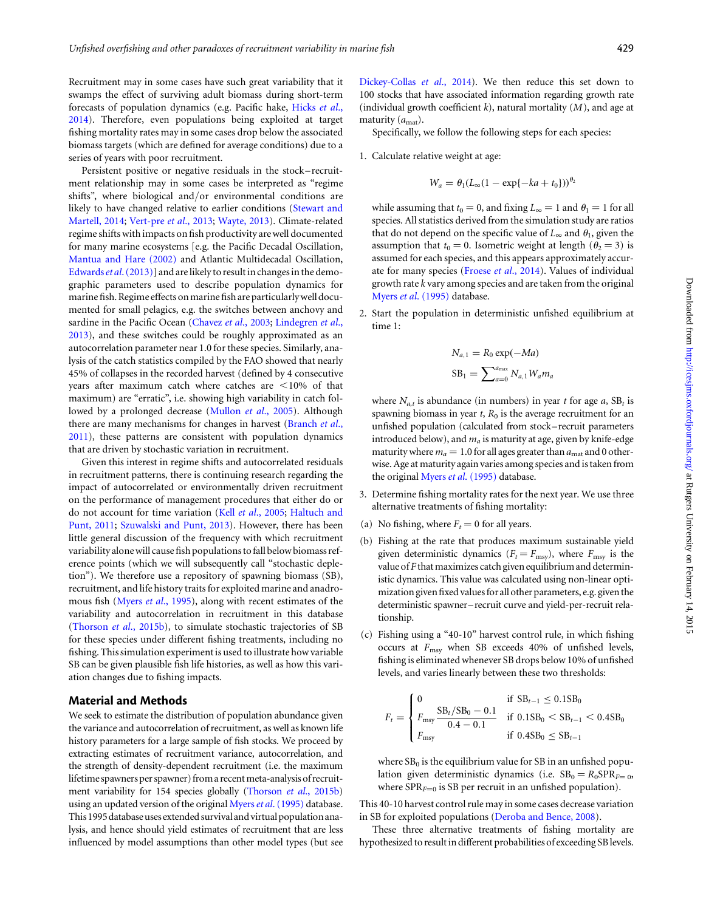Recruitment may in some cases have such great variability that it swamps the effect of surviving adult biomass during short-term forecasts of population dynamics (e.g. Pacific hake, Hicks *et al.*, 2014). Therefore, even populations being exploited at target fishing mortality rates may in some cases drop below the associated biomass targets (which are defined for average conditions) due to a series of years with poor recruitment.

Persistent positive or negative residuals in the stock–recruitment relationship may in some cases be interpreted as "regime shifts", where biological and/or environmental conditions are likely to have changed relative to earlier conditions (Stewart and Martell, 2014; Vert-pre *et al.*, 2013; Wayte, 2013). Climate-related regime shifts with impacts on fish productivity are well documented for many marine ecosystems [e.g. the Pacific Decadal Oscillation, Mantua and Hare (2002) and Atlantic Multidecadal Oscillation, Edwards *et al.* (2013)] and are likely to result in changes in the demographic parameters used to describe population dynamics for marine fish. Regime effects on marine fish are particularly well documented for small pelagics, e.g. the switches between anchovy and sardine in the Pacific Ocean (Chavez *et al.*, 2003; Lindegren *et al.*, 2013), and these switches could be roughly approximated as an autocorrelation parameter near 1.0 for these species. Similarly, analysis of the catch statistics compiled by the FAO showed that nearly 45% of collapses in the recorded harvest (defined by 4 consecutive years after maximum catch where catches are <10% of that maximum) are "erratic", i.e. showing high variability in catch followed by a prolonged decrease (Mullon *et al.*, 2005). Although there are many mechanisms for changes in harvest (Branch *et al.*, 2011), these patterns are consistent with population dynamics that are driven by stochastic variation in recruitment.

Given this interest in regime shifts and autocorrelated residuals in recruitment patterns, there is continuing research regarding the impact of autocorrelated or environmentally driven recruitment on the performance of management procedures that either do or do not account for time variation (Kell *et al.*, 2005; Haltuch and Punt, 2011; Szuwalski and Punt, 2013). However, there has been little general discussion of the frequency with which recruitment variability alone will cause fish populations to fall below biomass reference points (which we will subsequently call "stochastic depletion"). We therefore use a repository of spawning biomass (SB), recruitment, and life history traits for exploited marine and anadromous fish (Myers *et al.*, 1995), along with recent estimates of the variability and autocorrelation in recruitment in this database (Thorson *et al.*, 2015b), to simulate stochastic trajectories of SB for these species under different fishing treatments, including no fishing. This simulation experiment is used to illustrate how variable SB can be given plausible fish life histories, as well as how this variation changes due to fishing impacts.

## Material and Methods

We seek to estimate the distribution of population abundance given the variance and autocorrelation of recruitment, as well as known life history parameters for a large sample of fish stocks. We proceed by extracting estimates of recruitment variance, autocorrelation, and the strength of density-dependent recruitment (i.e. the maximum lifetime spawners per spawner) from a recent meta-analysis of recruitment variability for 154 species globally (Thorson *et al.*, 2015b) using an updated version of the original Myers *et al.* (1995) database. This 1995 database uses extended survival and virtual population analysis, and hence should yield estimates of recruitment that are less influenced by model assumptions than other model types (but see Dickey-Collas *et al.*, 2014). We then reduce this set down to 100 stocks that have associated information regarding growth rate (individual growth coefficient $k$), natural mortality ($M$), and age at maturity ($a_{\text{mat}}$).

Specifically, we follow the following steps for each species:

1. Calculate relative weight at age:

$$W_a = \theta_1(L_\infty(1 - \exp\{-ka + t_0\}))^{\theta_2}$$

   while assuming that $t_0 = 0$, and fixing $L_\infty = 1$ and $\theta_1 = 1$ for all species. All statistics derived from the simulation study are ratios that do not depend on the specific value of $L_\infty$ and $\theta_1$, given the assumption that $t_0 = 0$. Isometric weight at length ($\theta_2 = 3$) is assumed for each species, and this appears approximately accurate for many species (Froese *et al.*, 2014). Values of individual growth rate $k$ vary among species and are taken from the original Myers *et al.* (1995) database.

2. Start the population in deterministic unfished equilibrium at time 1:

$$N_{a,1} = R_0 \exp(-Ma)$$
$$\text{SB}_1 = \sum_{a=0}^{a_{\max}} N_{a,1} W_a m_a$$

   where $N_{a,t}$ is abundance (in numbers) in year $t$ for age $a$, $\text{SB}_t$ is spawning biomass in year $t$, $R_0$ is the average recruitment for an unfished population (calculated from stock–recruit parameters introduced below), and $m_a$ is maturity at age, given by knife-edge maturity where $m_a = 1.0$ for all ages greater than $a_{\text{mat}}$ and 0 otherwise. Age at maturity again varies among species and is taken from the original Myers *et al.* (1995) database.

3. Determine fishing mortality rates for the next year. We use three alternative treatments of fishing mortality:

   (a) No fishing, where $F_t = 0$ for all years.

   (b) Fishing at the rate that produces maximum sustainable yield given deterministic dynamics ($F_t = F_{\text{msy}}$), where $F_{\text{msy}}$ is the value of $F$ that maximizes catch given equilibrium and deterministic dynamics. This value was calculated using non-linear optimization given fixed values for all other parameters, e.g. given the deterministic spawner–recruit curve and yield-per-recruit relationship.

   (c) Fishing using a "40-10" harvest control rule, in which fishing occurs at $F_{\text{msy}}$ when SB exceeds 40% of unfished levels, fishing is eliminated whenever SB drops below 10% of unfished levels, and varies linearly between these two thresholds:

$$F_t = \begin{cases} 0 & \text{if } \text{SB}_{t-1} \leq 0.1\text{SB}_0 \\ F_{\text{msy}} \dfrac{\text{SB}_t/\text{SB}_0 - 0.1}{0.4 - 0.1} & \text{if } 0.1\text{SB}_0 < \text{SB}_{t-1} < 0.4\text{SB}_0 \\ F_{\text{msy}} & \text{if } 0.4\text{SB}_0 \leq \text{SB}_{t-1} \end{cases}$$

   where $\text{SB}_0$ is the equilibrium value for SB in an unfished population given deterministic dynamics (i.e. $\text{SB}_0 = R_0\text{SPR}_{F=0}$, where $\text{SPR}_{F=0}$ is SB per recruit in an unfished population).

This 40-10 harvest control rule may in some cases decrease variation in SB for exploited populations (Deroba and Bence, 2008).

These three alternative treatments of fishing mortality are hypothesized to result in different probabilities of exceeding SB levels.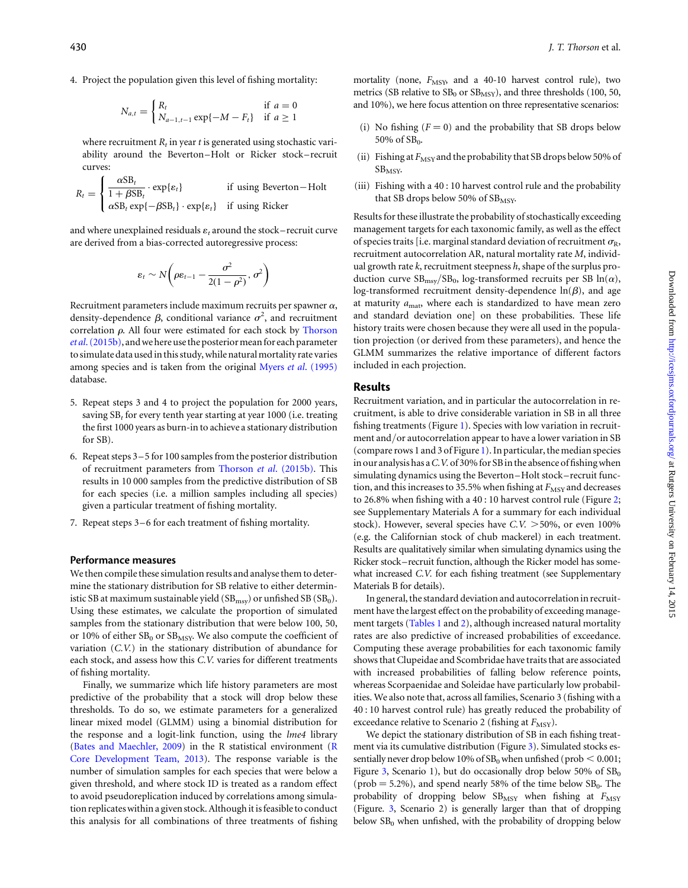4. Project the population given this level of fishing mortality:

$$N_{a,t} = \begin{cases} R_t & \text{if } a = 0 \\ N_{a-1,t-1} \exp\{-M - F_t\} & \text{if } a \geq 1 \end{cases}$$

where recruitment $R_t$ in year $t$ is generated using stochastic variability around the Beverton–Holt or Ricker stock–recruit curves:

$$R_t = \begin{cases} \dfrac{\alpha \mathrm{SB}_t}{1 + \beta \mathrm{SB}_t} \cdot \exp\{\varepsilon_t\} & \text{if using Beverton–Holt} \\ \alpha \mathrm{SB}_t \exp\{-\beta \mathrm{SB}_t\} \cdot \exp\{\varepsilon_t\} & \text{if using Ricker} \end{cases}$$

and where unexplained residuals $\varepsilon_t$ around the stock–recruit curve are derived from a bias-corrected autoregressive process:

$$\varepsilon_t \sim N\left(\rho \varepsilon_{t-1} - \frac{\sigma^2}{2(1-\rho^2)}, \sigma^2\right)$$

Recruitment parameters include maximum recruits per spawner $\alpha$, density-dependence $\beta$, conditional variance $\sigma^2$, and recruitment correlation $\rho$. All four were estimated for each stock by Thorson *et al.* (2015b), and we here use the posterior mean for each parameter to simulate data used in this study, while natural mortality rate varies among species and is taken from the original Myers *et al.* (1995) database.

5. Repeat steps 3 and 4 to project the population for 2000 years, saving $\mathrm{SB}_t$ for every tenth year starting at year 1000 (i.e. treating the first 1000 years as burn-in to achieve a stationary distribution for SB).
6. Repeat steps 3–5 for 100 samples from the posterior distribution of recruitment parameters from Thorson *et al.* (2015b). This results in 10 000 samples from the predictive distribution of SB for each species (i.e. a million samples including all species) given a particular treatment of fishing mortality.
7. Repeat steps 3–6 for each treatment of fishing mortality.

### Performance measures

We then compile these simulation results and analyse them to determine the stationary distribution for SB relative to either deterministic SB at maximum sustainable yield ($\mathrm{SB}_{\mathrm{msy}}$) or unfished SB ($\mathrm{SB}_0$). Using these estimates, we calculate the proportion of simulated samples from the stationary distribution that were below 100, 50, or 10% of either $\mathrm{SB}_0$ or $\mathrm{SB}_{\mathrm{MSY}}$. We also compute the coefficient of variation (*C.V.*) in the stationary distribution of abundance for each stock, and assess how this *C.V.* varies for different treatments of fishing mortality.

Finally, we summarize which life history parameters are most predictive of the probability that a stock will drop below these thresholds. To do so, we estimate parameters for a generalized linear mixed model (GLMM) using a binomial distribution for the response and a logit-link function, using the *lme4* library (Bates and Maechler, 2009) in the R statistical environment (R Core Development Team, 2013). The response variable is the number of simulation samples for each species that were below a given threshold, and where stock ID is treated as a random effect to avoid pseudoreplication induced by correlations among simulation replicates within a given stock. Although it is feasible to conduct this analysis for all combinations of three treatments of fishing mortality (none, $F_{\mathrm{MSY}}$, and a 40-10 harvest control rule), two metrics (SB relative to $\mathrm{SB}_0$ or $\mathrm{SB}_{\mathrm{MSY}}$), and three thresholds (100, 50, and 10%), we here focus attention on three representative scenarios:

(i) No fishing ($F = 0$) and the probability that SB drops below 50% of $\mathrm{SB}_0$.

(ii) Fishing at $F_{\mathrm{MSY}}$ and the probability that SB drops below 50% of $\mathrm{SB}_{\mathrm{MSY}}$.

(iii) Fishing with a 40 : 10 harvest control rule and the probability that SB drops below 50% of $\mathrm{SB}_{\mathrm{MSY}}$.

Results for these illustrate the probability of stochastically exceeding management targets for each taxonomic family, as well as the effect of species traits [i.e. marginal standard deviation of recruitment $\sigma_{\mathrm{R}}$, recruitment autocorrelation AR, natural mortality rate $M$, individual growth rate $k$, recruitment steepness $h$, shape of the surplus production curve $\mathrm{SB}_{\mathrm{msy}}/\mathrm{SB}_0$, log-transformed recruits per SB $\ln(\alpha)$, log-transformed recruitment density-dependence $\ln(\beta)$, and age at maturity $a_{\mathrm{mat}}$, where each is standardized to have mean zero and standard deviation one] on these probabilities. These life history traits were chosen because they were all used in the population projection (or derived from these parameters), and hence the GLMM summarizes the relative importance of different factors included in each projection.

## Results

Recruitment variation, and in particular the autocorrelation in recruitment, is able to drive considerable variation in SB in all three fishing treatments (Figure 1). Species with low variation in recruitment and/or autocorrelation appear to have a lower variation in SB (compare rows 1 and 3 of Figure 1). In particular, the median species in our analysis has a *C.V.* of 30% for SB in the absence of fishing when simulating dynamics using the Beverton–Holt stock–recruit function, and this increases to 35.5% when fishing at $F_{\mathrm{MSY}}$ and decreases to 26.8% when fishing with a 40 : 10 harvest control rule (Figure 2; see Supplementary Materials A for a summary for each individual stock). However, several species have *C.V.* >50%, or even 100% (e.g. the Californian stock of chub mackerel) in each treatment. Results are qualitatively similar when simulating dynamics using the Ricker stock–recruit function, although the Ricker model has somewhat increased *C.V.* for each fishing treatment (see Supplementary Materials B for details).

In general, the standard deviation and autocorrelation in recruitment have the largest effect on the probability of exceeding management targets (Tables 1 and 2), although increased natural mortality rates are also predictive of increased probabilities of exceedance. Computing these average probabilities for each taxonomic family shows that Clupeidae and Scombridae have traits that are associated with increased probabilities of falling below reference points, whereas Scorpaenidae and Soleidae have particularly low probabilities. We also note that, across all families, Scenario 3 (fishing with a 40 : 10 harvest control rule) has greatly reduced the probability of exceedance relative to Scenario 2 (fishing at $F_{\mathrm{MSY}}$).

We depict the stationary distribution of SB in each fishing treatment via its cumulative distribution (Figure 3). Simulated stocks essentially never drop below 10% of $\mathrm{SB}_0$ when unfished (prob < 0.001; Figure 3, Scenario 1), but do occasionally drop below 50% of $\mathrm{SB}_0$ (prob = 5.2%), and spend nearly 58% of the time below $\mathrm{SB}_0$. The probability of dropping below $\mathrm{SB}_{\mathrm{MSY}}$ when fishing at $F_{\mathrm{MSY}}$ (Figure. 3, Scenario 2) is generally larger than that of dropping below $\mathrm{SB}_0$ when unfished, with the probability of dropping below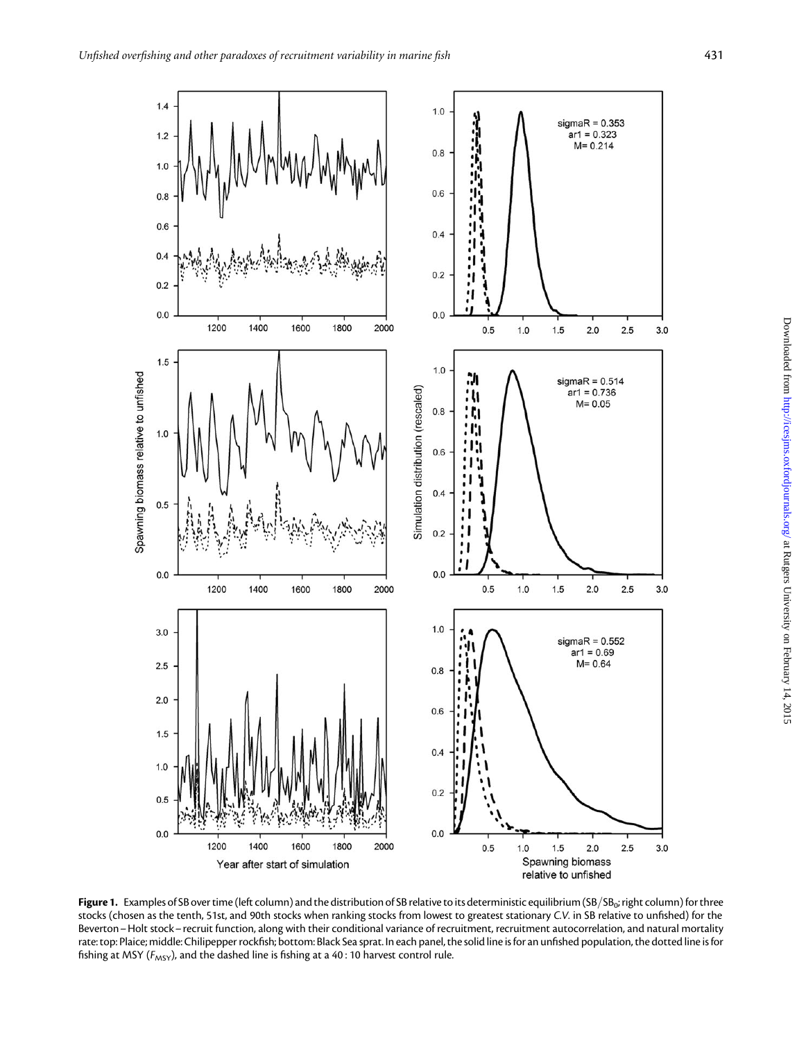**Figure 1.** Examples of SB over time (left column) and the distribution of SB relative to its deterministic equilibrium ($SB/SB_0$; right column) for three stocks (chosen as the tenth, 51st, and 90th stocks when ranking stocks from lowest to greatest stationary *C.V.* in SB relative to unfished) for the Beverton–Holt stock–recruit function, along with their conditional variance of recruitment, recruitment autocorrelation, and natural mortality rate: top: Plaice; middle: Chilipepper rockfish; bottom: Black Sea sprat. In each panel, the solid line is for an unfished population, the dotted line is for fishing at MSY ($F_{MSY}$), and the dashed line is fishing at a 40 : 10 harvest control rule.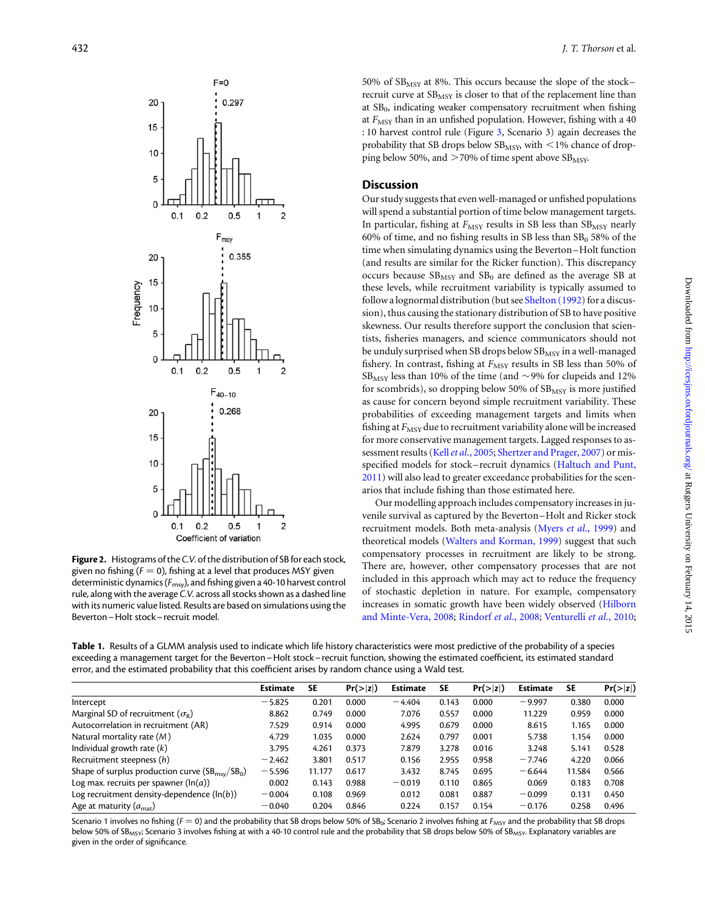50% of $SB_{MSY}$ at 8%. This occurs because the slope of the stock–recruit curve at $SB_{MSY}$ is closer to that of the replacement line than at $SB_0$, indicating weaker compensatory recruitment when fishing at $F_{MSY}$ than in an unfished population. However, fishing with a 40 : 10 harvest control rule (Figure 3, Scenario 3) again decreases the probability that SB drops below $SB_{MSY}$, with <1% chance of dropping below 50%, and >70% of time spent above $SB_{MSY}$.

**Figure 2.** Histograms of the *C.V.* of the distribution of SB for each stock, given no fishing ($F = 0$), fishing at a level that produces MSY given deterministic dynamics ($F_{msy}$), and fishing given a 40-10 harvest control rule, along with the average *C.V.* across all stocks shown as a dashed line with its numeric value listed. Results are based on simulations using the Beverton–Holt stock–recruit model.

## Discussion

Our study suggests that even well-managed or unfished populations will spend a substantial portion of time below management targets. In particular, fishing at $F_{MSY}$ results in SB less than $SB_{MSY}$ nearly 60% of time, and no fishing results in SB less than $SB_0$ 58% of the time when simulating dynamics using the Beverton–Holt function (and results are similar for the Ricker function). This discrepancy occurs because $SB_{MSY}$ and $SB_0$ are defined as the average SB at these levels, while recruitment variability is typically assumed to follow a lognormal distribution (but see Shelton (1992) for a discussion), thus causing the stationary distribution of SB to have positive skewness. Our results therefore support the conclusion that scientists, fisheries managers, and science communicators should not be unduly surprised when SB drops below $SB_{MSY}$ in a well-managed fishery. In contrast, fishing at $F_{MSY}$ results in SB less than 50% of $SB_{MSY}$ less than 10% of the time (and ~9% for clupeids and 12% for scombrids), so dropping below 50% of $SB_{MSY}$ is more justified as cause for concern beyond simple recruitment variability. These probabilities of exceeding management targets and limits when fishing at $F_{MSY}$ due to recruitment variability alone will be increased for more conservative management targets. Lagged responses to assessment results (Kell *et al.*, 2005; Shertzer and Prager, 2007) or misspecified models for stock–recruit dynamics (Haltuch and Punt, 2011) will also lead to greater exceedance probabilities for the scenarios that include fishing than those estimated here.

Our modelling approach includes compensatory increases in juvenile survival as captured by the Beverton–Holt and Ricker stock recruitment models. Both meta-analysis (Myers *et al.*, 1999) and theoretical models (Walters and Korman, 1999) suggest that such compensatory processes in recruitment are likely to be strong. There are, however, other compensatory processes that are not included in this approach which may act to reduce the frequency of stochastic depletion in nature. For example, compensatory increases in somatic growth have been widely observed (Hilborn and Minte-Vera, 2008; Rindorf *et al.*, 2008; Venturelli *et al.*, 2010;

**Table 1.** Results of a GLMM analysis used to indicate which life history characteristics were most predictive of the probability of a species exceeding a management target for the Beverton–Holt stock–recruit function, showing the estimated coefficient, its estimated standard error, and the estimated probability that this coefficient arises by random chance using a Wald test.

| | Estimate | SE | Pr(>\|z\|) | Estimate | SE | Pr(>\|z\|) | Estimate | SE | Pr(>\|z\|) |
|---|---|---|---|---|---|---|---|---|---|
| Intercept | −5.825 | 0.201 | 0.000 | −4.404 | 0.143 | 0.000 | −9.997 | 0.380 | 0.000 |
| Marginal SD of recruitment ($\sigma_R$) | 8.862 | 0.749 | 0.000 | 7.076 | 0.557 | 0.000 | 11.229 | 0.959 | 0.000 |
| Autocorrelation in recruitment (AR) | 7.529 | 0.914 | 0.000 | 4.995 | 0.679 | 0.000 | 8.615 | 1.165 | 0.000 |
| Natural mortality rate ($M$) | 4.729 | 1.035 | 0.000 | 2.624 | 0.797 | 0.001 | 5.738 | 1.154 | 0.000 |
| Individual growth rate ($k$) | 3.795 | 4.261 | 0.373 | 7.879 | 3.278 | 0.016 | 3.248 | 5.141 | 0.528 |
| Recruitment steepness ($h$) | −2.462 | 3.801 | 0.517 | 0.156 | 2.955 | 0.958 | −7.746 | 4.220 | 0.066 |
| Shape of surplus production curve ($SB_{msy}/SB_0$) | −5.596 | 11.177 | 0.617 | 3.432 | 8.745 | 0.695 | −6.644 | 11.584 | 0.566 |
| Log max. recruits per spawner ($\ln(a)$) | 0.002 | 0.143 | 0.988 | −0.019 | 0.110 | 0.865 | 0.069 | 0.183 | 0.708 |
| Log recruitment density-dependence ($\ln(b)$) | −0.004 | 0.108 | 0.969 | 0.012 | 0.081 | 0.887 | −0.099 | 0.131 | 0.450 |
| Age at maturity ($a_{mat}$) | −0.040 | 0.204 | 0.846 | 0.224 | 0.157 | 0.154 | −0.176 | 0.258 | 0.496 |

Scenario 1 involves no fishing ($F = 0$) and the probability that SB drops below 50% of $SB_0$; Scenario 2 involves fishing at $F_{MSY}$ and the probability that SB drops below 50% of $SB_{MSY}$; Scenario 3 involves fishing at with a 40-10 control rule and the probability that SB drops below 50% of $SB_{MSY}$. Explanatory variables are given in the order of significance.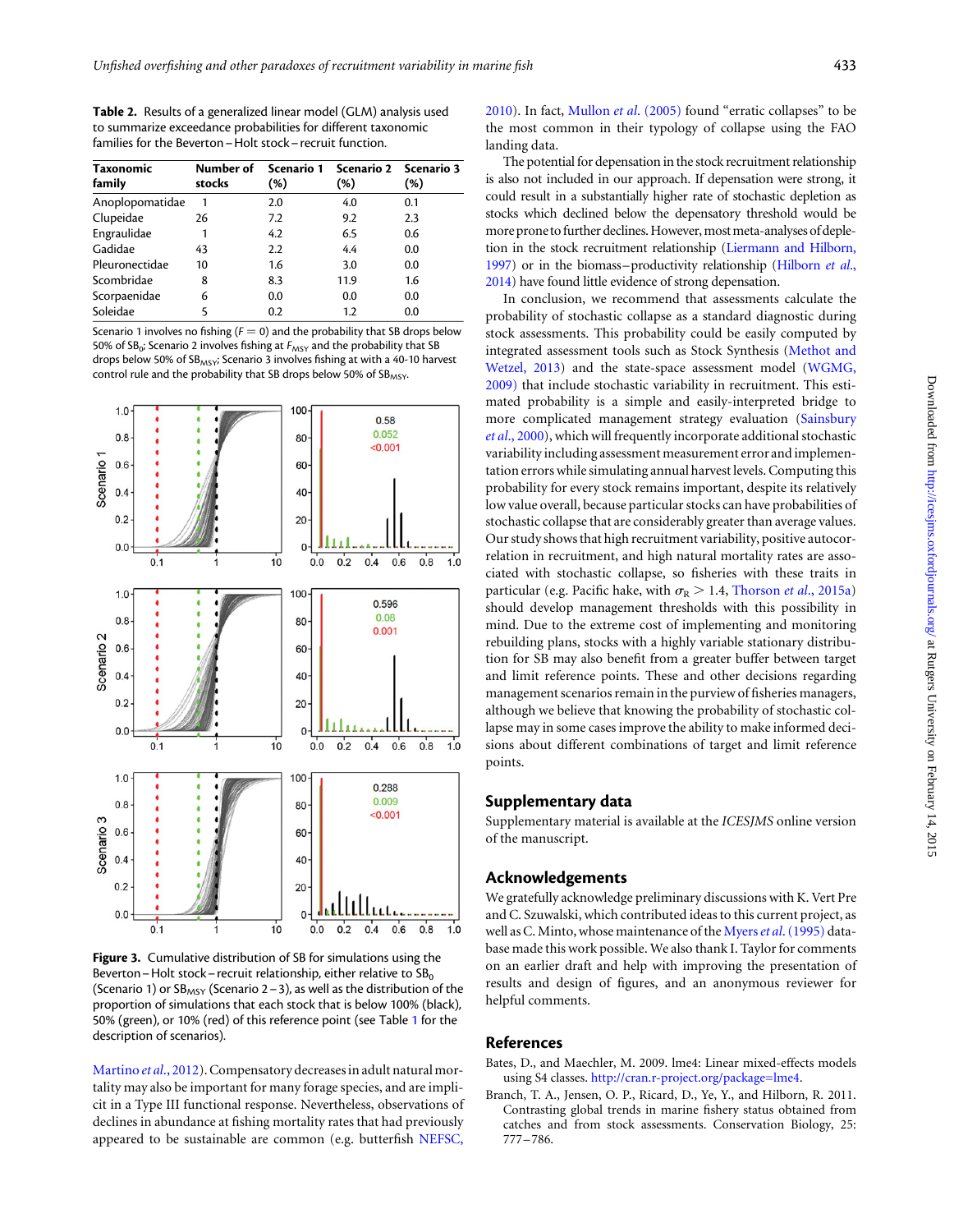**Table 2.** Results of a generalized linear model (GLM) analysis used to summarize exceedance probabilities for different taxonomic families for the Beverton–Holt stock–recruit function.

| Taxonomic family | Number of stocks | Scenario 1 (%) | Scenario 2 (%) | Scenario 3 (%) |
|---|---|---|---|---|
| Anoplopomatidae | 1 | 2.0 | 4.0 | 0.1 |
| Clupeidae | 26 | 7.2 | 9.2 | 2.3 |
| Engraulidae | 1 | 4.2 | 6.5 | 0.6 |
| Gadidae | 43 | 2.2 | 4.4 | 0.0 |
| Pleuronectidae | 10 | 1.6 | 3.0 | 0.0 |
| Scombridae | 8 | 8.3 | 11.9 | 1.6 |
| Scorpaenidae | 6 | 0.0 | 0.0 | 0.0 |
| Soleidae | 5 | 0.2 | 1.2 | 0.0 |

Scenario 1 involves no fishing ($F = 0$) and the probability that SB drops below 50% of $SB_0$; Scenario 2 involves fishing at $F_{MSY}$ and the probability that SB drops below 50% of $SB_{MSY}$; Scenario 3 involves fishing at with a 40-10 harvest control rule and the probability that SB drops below 50% of $SB_{MSY}$.

**Figure 3.** Cumulative distribution of SB for simulations using the Beverton–Holt stock–recruit relationship, either relative to $SB_0$ (Scenario 1) or $SB_{MSY}$ (Scenario 2–3), as well as the distribution of the proportion of simulations that each stock that is below 100% (black), 50% (green), or 10% (red) of this reference point (see Table 1 for the description of scenarios).

Martino *et al.*, 2012). Compensatory decreases in adult natural mortality may also be important for many forage species, and are implicit in a Type III functional response. Nevertheless, observations of declines in abundance at fishing mortality rates that had previously appeared to be sustainable are common (e.g. butterfish NEFSC, 2010). In fact, Mullon *et al.* (2005) found "erratic collapses" to be the most common in their typology of collapse using the FAO landing data.

The potential for depensation in the stock recruitment relationship is also not included in our approach. If depensation were strong, it could result in a substantially higher rate of stochastic depletion as stocks which declined below the depensatory threshold would be more prone to further declines. However, most meta-analyses of depletion in the stock recruitment relationship (Liermann and Hilborn, 1997) or in the biomass–productivity relationship (Hilborn *et al.*, 2014) have found little evidence of strong depensation.

In conclusion, we recommend that assessments calculate the probability of stochastic collapse as a standard diagnostic during stock assessments. This probability could be easily computed by integrated assessment tools such as Stock Synthesis (Methot and Wetzel, 2013) and the state-space assessment model (WGMG, 2009) that include stochastic variability in recruitment. This estimated probability is a simple and easily-interpreted bridge to more complicated management strategy evaluation (Sainsbury *et al.*, 2000), which will frequently incorporate additional stochastic variability including assessment measurement error and implementation errors while simulating annual harvest levels. Computing this probability for every stock remains important, despite its relatively low value overall, because particular stocks can have probabilities of stochastic collapse that are considerably greater than average values. Our study shows that high recruitment variability, positive autocorrelation in recruitment, and high natural mortality rates are associated with stochastic collapse, so fisheries with these traits in particular (e.g. Pacific hake, with $\sigma_R > 1.4$, Thorson *et al.*, 2015a) should develop management thresholds with this possibility in mind. Due to the extreme cost of implementing and monitoring rebuilding plans, stocks with a highly variable stationary distribution for SB may also benefit from a greater buffer between target and limit reference points. These and other decisions regarding management scenarios remain in the purview of fisheries managers, although we believe that knowing the probability of stochastic collapse may in some cases improve the ability to make informed decisions about different combinations of target and limit reference points.

## Supplementary data

Supplementary material is available at the *ICESJMS* online version of the manuscript.

## Acknowledgements

We gratefully acknowledge preliminary discussions with K. Vert Pre and C. Szuwalski, which contributed ideas to this current project, as well as C. Minto, whose maintenance of the Myers *et al.* (1995) database made this work possible. We also thank I. Taylor for comments on an earlier draft and help with improving the presentation of results and design of figures, and an anonymous reviewer for helpful comments.

## References

Bates, D., and Maechler, M. 2009. lme4: Linear mixed-effects models using S4 classes. http://cran.r-project.org/package=lme4.

Branch, T. A., Jensen, O. P., Ricard, D., Ye, Y., and Hilborn, R. 2011. Contrasting global trends in marine fishery status obtained from catches and from stock assessments. Conservation Biology, 25: 777–786.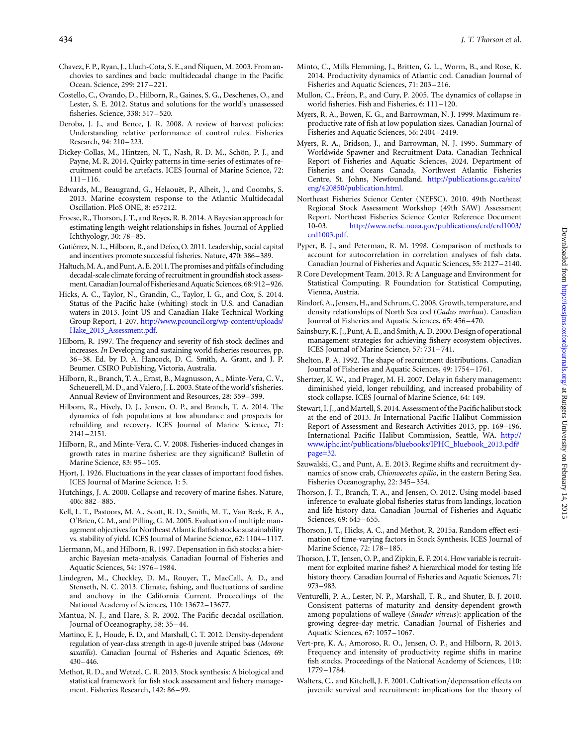Chavez, F. P., Ryan, J., Lluch-Cota, S. E., and Ñiquen, M. 2003. From anchovies to sardines and back: multidecadal change in the Pacific Ocean. Science, 299: 217–221.

Costello, C., Ovando, D., Hilborn, R., Gaines, S. G., Deschenes, O., and Lester, S. E. 2012. Status and solutions for the world's unassessed fisheries. Science, 338: 517–520.

Deroba, J. J., and Bence, J. R. 2008. A review of harvest policies: Understanding relative performance of control rules. Fisheries Research, 94: 210–223.

Dickey-Collas, M., Hintzen, N. T., Nash, R. D. M., Schön, P. J., and Payne, M. R. 2014. Quirky patterns in time-series of estimates of recruitment could be artefacts. ICES Journal of Marine Science, 72: 111–116.

Edwards, M., Beaugrand, G., Helaouët, P., Alheit, J., and Coombs, S. 2013. Marine ecosystem response to the Atlantic Multidecadal Oscillation. PloS ONE, 8: e57212.

Froese, R., Thorson, J. T., and Reyes, R. B. 2014. A Bayesian approach for estimating length-weight relationships in fishes. Journal of Applied Ichthyology, 30: 78–85.

Gutiérrez, N. L., Hilborn, R., and Defeo, O. 2011. Leadership, social capital and incentives promote successful fisheries. Nature, 470: 386–389.

Haltuch, M. A., and Punt, A. E. 2011. The promises and pitfalls of including decadal-scale climate forcing of recruitment in groundfish stock assessment. Canadian Journal of Fisheries and Aquatic Sciences, 68: 912–926.

Hicks, A. C., Taylor, N., Grandin, C., Taylor, I. G., and Cox, S. 2014. Status of the Pacific hake (whiting) stock in U.S. and Canadian waters in 2013. Joint US and Canadian Hake Technical Working Group Report, 1-207. http://www.pcouncil.org/wp-content/uploads/Hake_2013_Assessment.pdf.

Hilborn, R. 1997. The frequency and severity of fish stock declines and increases. *In* Developing and sustaining world fisheries resources, pp. 36–38. Ed. by D. A. Hancock, D. C. Smith, A. Grant, and J. P. Beumer. CSIRO Publishing, Victoria, Australia.

Hilborn, R., Branch, T. A., Ernst, B., Magnusson, A., Minte-Vera, C. V., Scheuerell, M. D., and Valero, J. L. 2003. State of the world's fisheries. Annual Review of Environment and Resources, 28: 359–399.

Hilborn, R., Hively, D. J., Jensen, O. P., and Branch, T. A. 2014. The dynamics of fish populations at low abundance and prospects for rebuilding and recovery. ICES Journal of Marine Science, 71: 2141–2151.

Hilborn, R., and Minte-Vera, C. V. 2008. Fisheries-induced changes in growth rates in marine fisheries: are they significant? Bulletin of Marine Science, 83: 95–105.

Hjort, J. 1926. Fluctuations in the year classes of important food fishes. ICES Journal of Marine Science, 1: 5.

Hutchings, J. A. 2000. Collapse and recovery of marine fishes. Nature, 406: 882–885.

Kell, L. T., Pastoors, M. A., Scott, R. D., Smith, M. T., Van Beek, F. A., O'Brien, C. M., and Pilling, G. M. 2005. Evaluation of multiple management objectives for Northeast Atlantic flatfish stocks: sustainability vs. stability of yield. ICES Journal of Marine Science, 62: 1104–1117.

Liermann, M., and Hilborn, R. 1997. Depensation in fish stocks: a hierarchic Bayesian meta-analysis. Canadian Journal of Fisheries and Aquatic Sciences, 54: 1976–1984.

Lindegren, M., Checkley, D. M., Rouyer, T., MacCall, A. D., and Stenseth, N. C. 2013. Climate, fishing, and fluctuations of sardine and anchovy in the California Current. Proceedings of the National Academy of Sciences, 110: 13672–13677.

Mantua, N. J., and Hare, S. R. 2002. The Pacific decadal oscillation. Journal of Oceanography, 58: 35–44.

Martino, E. J., Houde, E. D., and Marshall, C. T. 2012. Density-dependent regulation of year-class strength in age-0 juvenile striped bass (*Morone saxatilis*). Canadian Journal of Fisheries and Aquatic Sciences, 69: 430–446.

Methot, R. D., and Wetzel, C. R. 2013. Stock synthesis: A biological and statistical framework for fish stock assessment and fishery management. Fisheries Research, 142: 86–99.

Minto, C., Mills Flemming, J., Britten, G. L., Worm, B., and Rose, K. 2014. Productivity dynamics of Atlantic cod. Canadian Journal of Fisheries and Aquatic Sciences, 71: 203–216.

Mullon, C., Fréon, P., and Cury, P. 2005. The dynamics of collapse in world fisheries. Fish and Fisheries, 6: 111–120.

Myers, R. A., Bowen, K. G., and Barrowman, N. J. 1999. Maximum reproductive rate of fish at low population sizes. Canadian Journal of Fisheries and Aquatic Sciences, 56: 2404–2419.

Myers, R. A., Bridson, J., and Barrowman, N. J. 1995. Summary of Worldwide Spawner and Recruitment Data. Canadian Technical Report of Fisheries and Aquatic Sciences, 2024. Department of Fisheries and Oceans Canada, Northwest Atlantic Fisheries Centre, St. Johns, Newfoundland. http://publications.gc.ca/site/eng/420850/publication.html.

Northeast Fisheries Science Center (NEFSC). 2010. 49th Northeast Regional Stock Assessment Workshop (49th SAW) Assessment Report. Northeast Fisheries Science Center Reference Document 10-03. http://www.nefsc.noaa.gov/publications/crd/crd1003/crd1003.pdf.

Pyper, B. J., and Peterman, R. M. 1998. Comparison of methods to account for autocorrelation in correlation analyses of fish data. Canadian Journal of Fisheries and Aquatic Sciences, 55: 2127–2140.

R Core Development Team. 2013. R: A Language and Environment for Statistical Computing. R Foundation for Statistical Computing, Vienna, Austria.

Rindorf, A., Jensen, H., and Schrum, C. 2008. Growth, temperature, and density relationships of North Sea cod (*Gadus morhua*). Canadian Journal of Fisheries and Aquatic Sciences, 65: 456–470.

Sainsbury, K. J., Punt, A. E., and Smith, A. D. 2000. Design of operational management strategies for achieving fishery ecosystem objectives. ICES Journal of Marine Science, 57: 731–741.

Shelton, P. A. 1992. The shape of recruitment distributions. Canadian Journal of Fisheries and Aquatic Sciences, 49: 1754–1761.

Shertzer, K. W., and Prager, M. H. 2007. Delay in fishery management: diminished yield, longer rebuilding, and increased probability of stock collapse. ICES Journal of Marine Science, 64: 149.

Stewart, I. J., and Martell, S. 2014. Assessment of the Pacific halibut stock at the end of 2013. *In* International Pacific Halibut Commission Report of Assessment and Research Activities 2013, pp. 169–196. International Pacific Halibut Commission, Seattle, WA. http://www.iphc.int/publications/bluebooks/IPHC_bluebook_2013.pdf#page=32.

Szuwalski, C., and Punt, A. E. 2013. Regime shifts and recruitment dynamics of snow crab, *Chionoecetes opilio*, in the eastern Bering Sea. Fisheries Oceanography, 22: 345–354.

Thorson, J. T., Branch, T. A., and Jensen, O. 2012. Using model-based inference to evaluate global fisheries status from landings, location and life history data. Canadian Journal of Fisheries and Aquatic Sciences, 69: 645–655.

Thorson, J. T., Hicks, A. C., and Methot, R. 2015a. Random effect estimation of time-varying factors in Stock Synthesis. ICES Journal of Marine Science, 72: 178–185.

Thorson, J. T., Jensen, O. P., and Zipkin, E. F. 2014. How variable is recruitment for exploited marine fishes? A hierarchical model for testing life history theory. Canadian Journal of Fisheries and Aquatic Sciences, 71: 973–983.

Venturelli, P. A., Lester, N. P., Marshall, T. R., and Shuter, B. J. 2010. Consistent patterns of maturity and density-dependent growth among populations of walleye (*Sander vitreus*): application of the growing degree-day metric. Canadian Journal of Fisheries and Aquatic Sciences, 67: 1057–1067.

Vert-pre, K. A., Amoroso, R. O., Jensen, O. P., and Hilborn, R. 2013. Frequency and intensity of productivity regime shifts in marine fish stocks. Proceedings of the National Academy of Sciences, 110: 1779–1784.

Walters, C., and Kitchell, J. F. 2001. Cultivation/depensation effects on juvenile survival and recruitment: implications for the theory of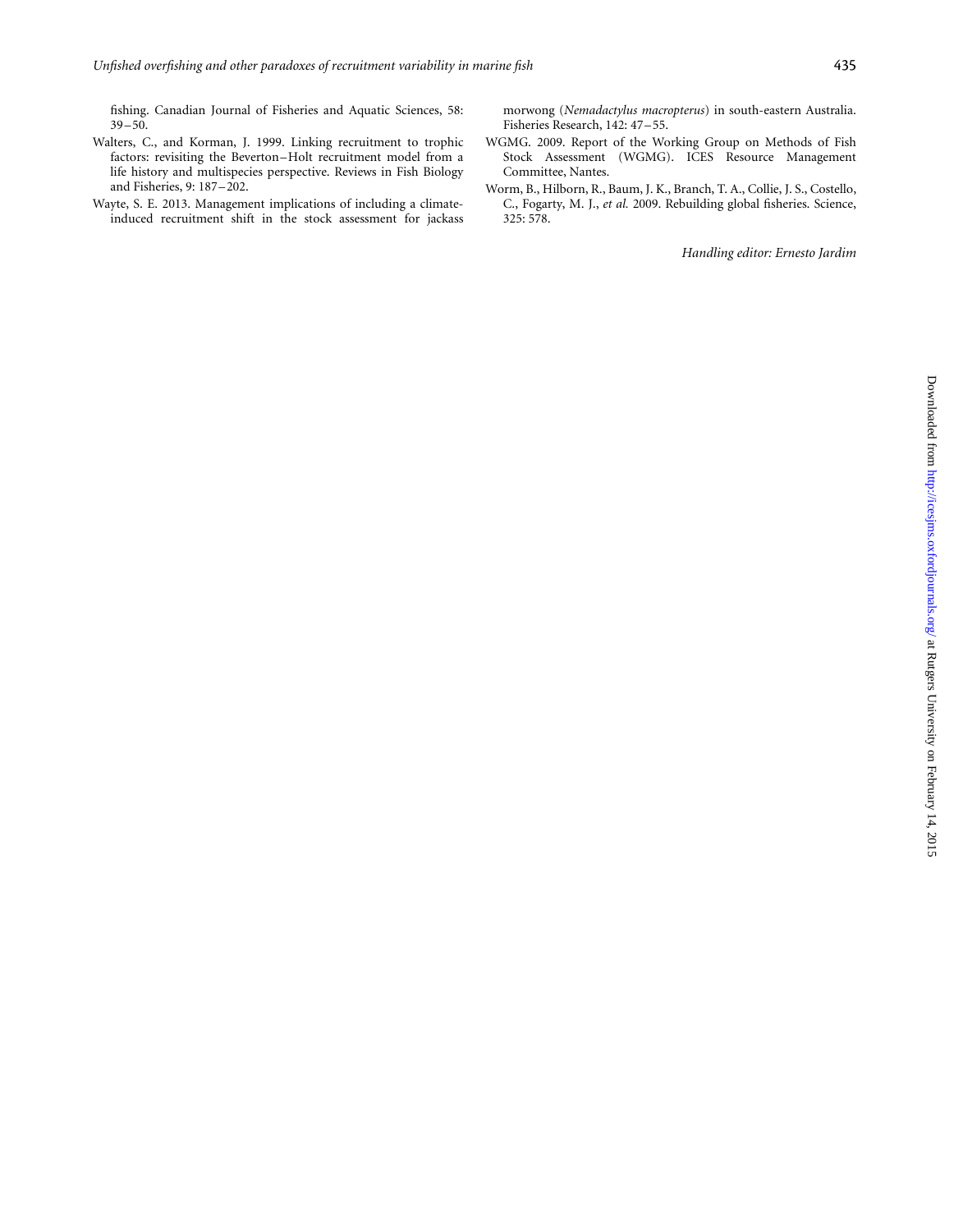fishing. Canadian Journal of Fisheries and Aquatic Sciences, 58: 39–50.

Walters, C., and Korman, J. 1999. Linking recruitment to trophic factors: revisiting the Beverton–Holt recruitment model from a life history and multispecies perspective. Reviews in Fish Biology and Fisheries, 9: 187–202.

Wayte, S. E. 2013. Management implications of including a climate-induced recruitment shift in the stock assessment for jackass morwong (*Nemadactylus macropterus*) in south-eastern Australia. Fisheries Research, 142: 47–55.

WGMG. 2009. Report of the Working Group on Methods of Fish Stock Assessment (WGMG). ICES Resource Management Committee, Nantes.

Worm, B., Hilborn, R., Baum, J. K., Branch, T. A., Collie, J. S., Costello, C., Fogarty, M. J., *et al.* 2009. Rebuilding global fisheries. Science, 325: 578.

*Handling editor: Ernesto Jardim*